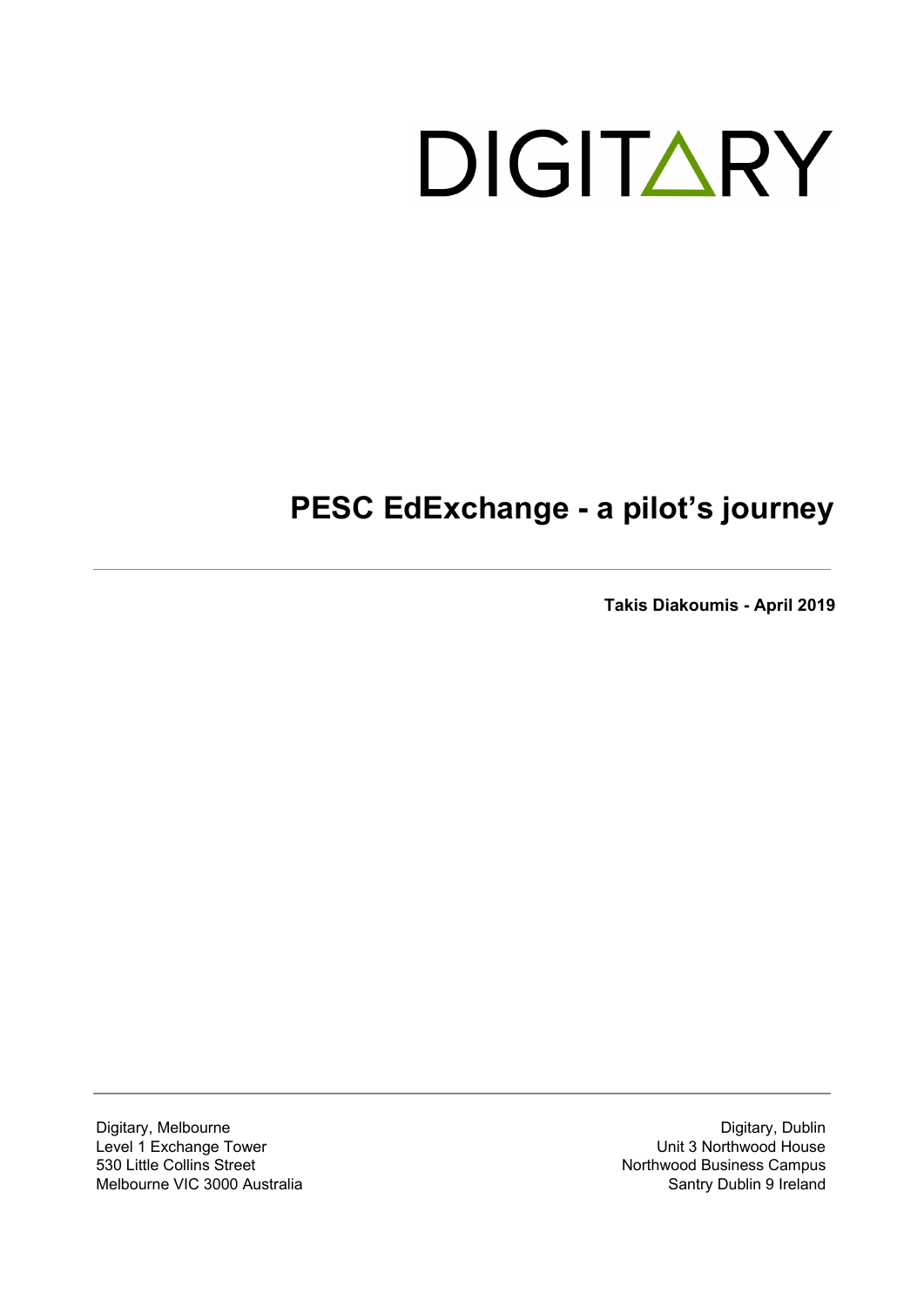DIGITARY

# PESC EdExchange - a pilot's journey

**Takis Diakoumis - April 2019**

Digitary, Melbourne
Level 1 Exchange Tower
530 Little Collins Street
Melbourne VIC 3000 Australia

Digitary, Dublin
Unit 3 Northwood House
Northwood Business Campus
Santry Dublin 9 Ireland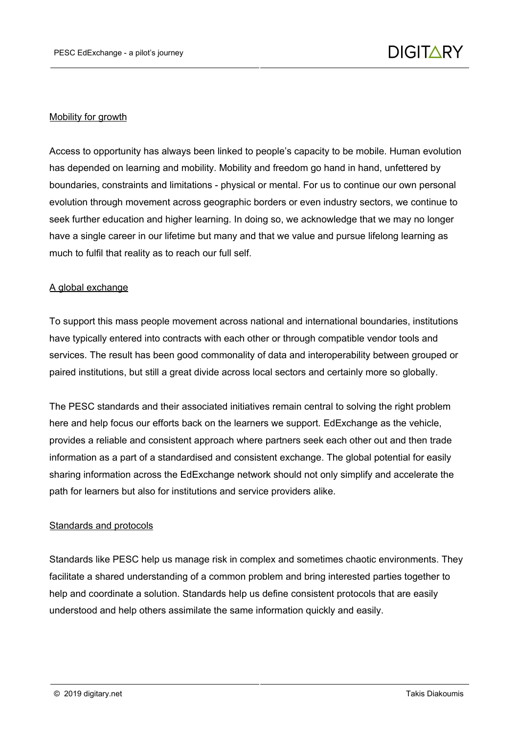## Mobility for growth

Access to opportunity has always been linked to people's capacity to be mobile. Human evolution has depended on learning and mobility. Mobility and freedom go hand in hand, unfettered by boundaries, constraints and limitations - physical or mental. For us to continue our own personal evolution through movement across geographic borders or even industry sectors, we continue to seek further education and higher learning. In doing so, we acknowledge that we may no longer have a single career in our lifetime but many and that we value and pursue lifelong learning as much to fulfil that reality as to reach our full self.

## A global exchange

To support this mass people movement across national and international boundaries, institutions have typically entered into contracts with each other or through compatible vendor tools and services. The result has been good commonality of data and interoperability between grouped or paired institutions, but still a great divide across local sectors and certainly more so globally.

The PESC standards and their associated initiatives remain central to solving the right problem here and help focus our efforts back on the learners we support. EdExchange as the vehicle, provides a reliable and consistent approach where partners seek each other out and then trade information as a part of a standardised and consistent exchange. The global potential for easily sharing information across the EdExchange network should not only simplify and accelerate the path for learners but also for institutions and service providers alike.

## Standards and protocols

Standards like PESC help us manage risk in complex and sometimes chaotic environments. They facilitate a shared understanding of a common problem and bring interested parties together to help and coordinate a solution. Standards help us define consistent protocols that are easily understood and help others assimilate the same information quickly and easily.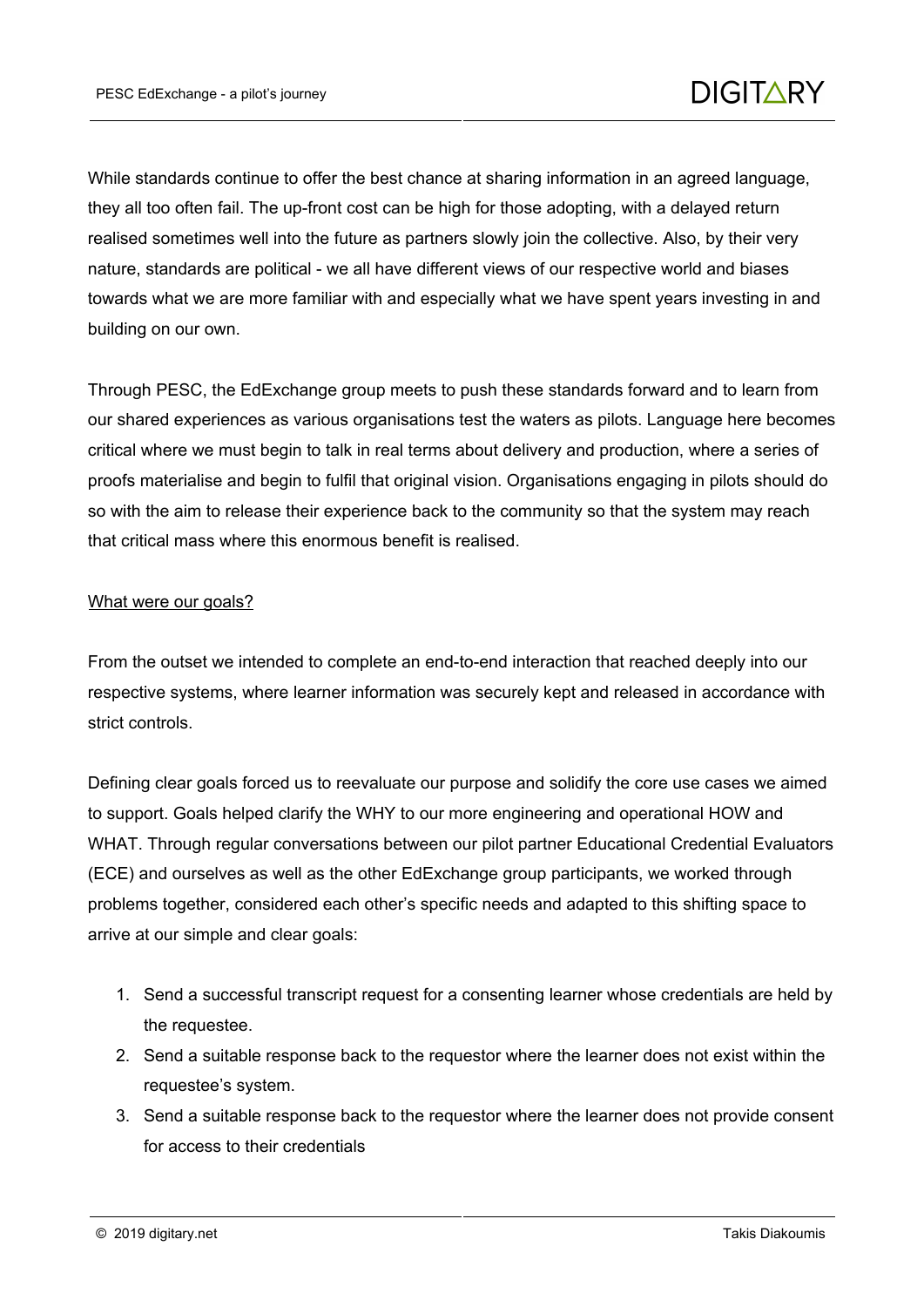While standards continue to offer the best chance at sharing information in an agreed language, they all too often fail. The up-front cost can be high for those adopting, with a delayed return realised sometimes well into the future as partners slowly join the collective. Also, by their very nature, standards are political - we all have different views of our respective world and biases towards what we are more familiar with and especially what we have spent years investing in and building on our own.

Through PESC, the EdExchange group meets to push these standards forward and to learn from our shared experiences as various organisations test the waters as pilots. Language here becomes critical where we must begin to talk in real terms about delivery and production, where a series of proofs materialise and begin to fulfil that original vision. Organisations engaging in pilots should do so with the aim to release their experience back to the community so that the system may reach that critical mass where this enormous benefit is realised.

## What were our goals?

From the outset we intended to complete an end-to-end interaction that reached deeply into our respective systems, where learner information was securely kept and released in accordance with strict controls.

Defining clear goals forced us to reevaluate our purpose and solidify the core use cases we aimed to support. Goals helped clarify the WHY to our more engineering and operational HOW and WHAT. Through regular conversations between our pilot partner Educational Credential Evaluators (ECE) and ourselves as well as the other EdExchange group participants, we worked through problems together, considered each other's specific needs and adapted to this shifting space to arrive at our simple and clear goals:

1. Send a successful transcript request for a consenting learner whose credentials are held by the requestee.
2. Send a suitable response back to the requestor where the learner does not exist within the requestee's system.
3. Send a suitable response back to the requestor where the learner does not provide consent for access to their credentials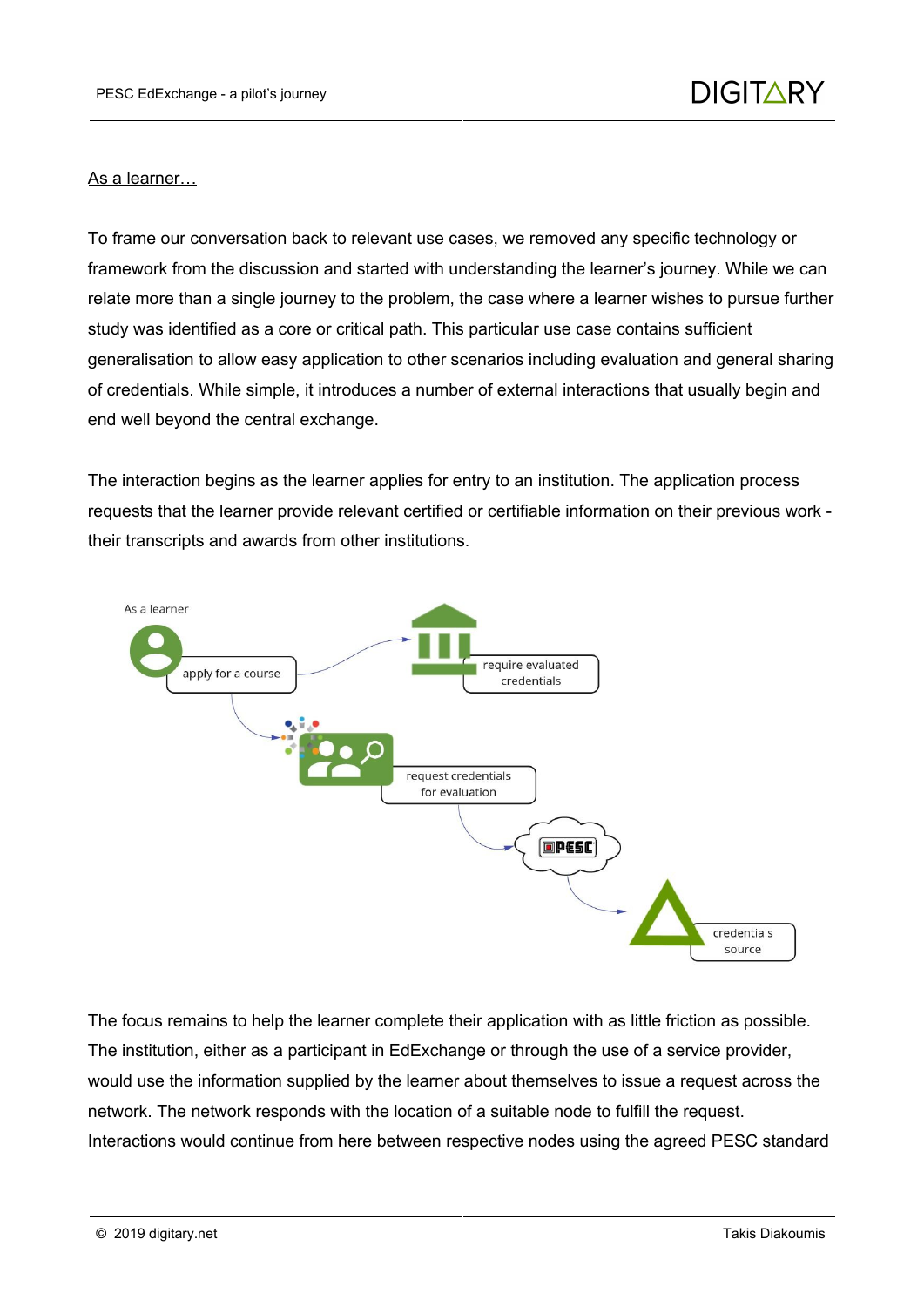<u>As a learner…</u>

To frame our conversation back to relevant use cases, we removed any specific technology or framework from the discussion and started with understanding the learner's journey. While we can relate more than a single journey to the problem, the case where a learner wishes to pursue further study was identified as a core or critical path. This particular use case contains sufficient generalisation to allow easy application to other scenarios including evaluation and general sharing of credentials. While simple, it introduces a number of external interactions that usually begin and end well beyond the central exchange.

The interaction begins as the learner applies for entry to an institution. The application process requests that the learner provide relevant certified or certifiable information on their previous work - their transcripts and awards from other institutions.

As a learner

apply for a course

require evaluated credentials

request credentials for evaluation

PESC

credentials source

The focus remains to help the learner complete their application with as little friction as possible. The institution, either as a participant in EdExchange or through the use of a service provider, would use the information supplied by the learner about themselves to issue a request across the network. The network responds with the location of a suitable node to fulfill the request. Interactions would continue from here between respective nodes using the agreed PESC standard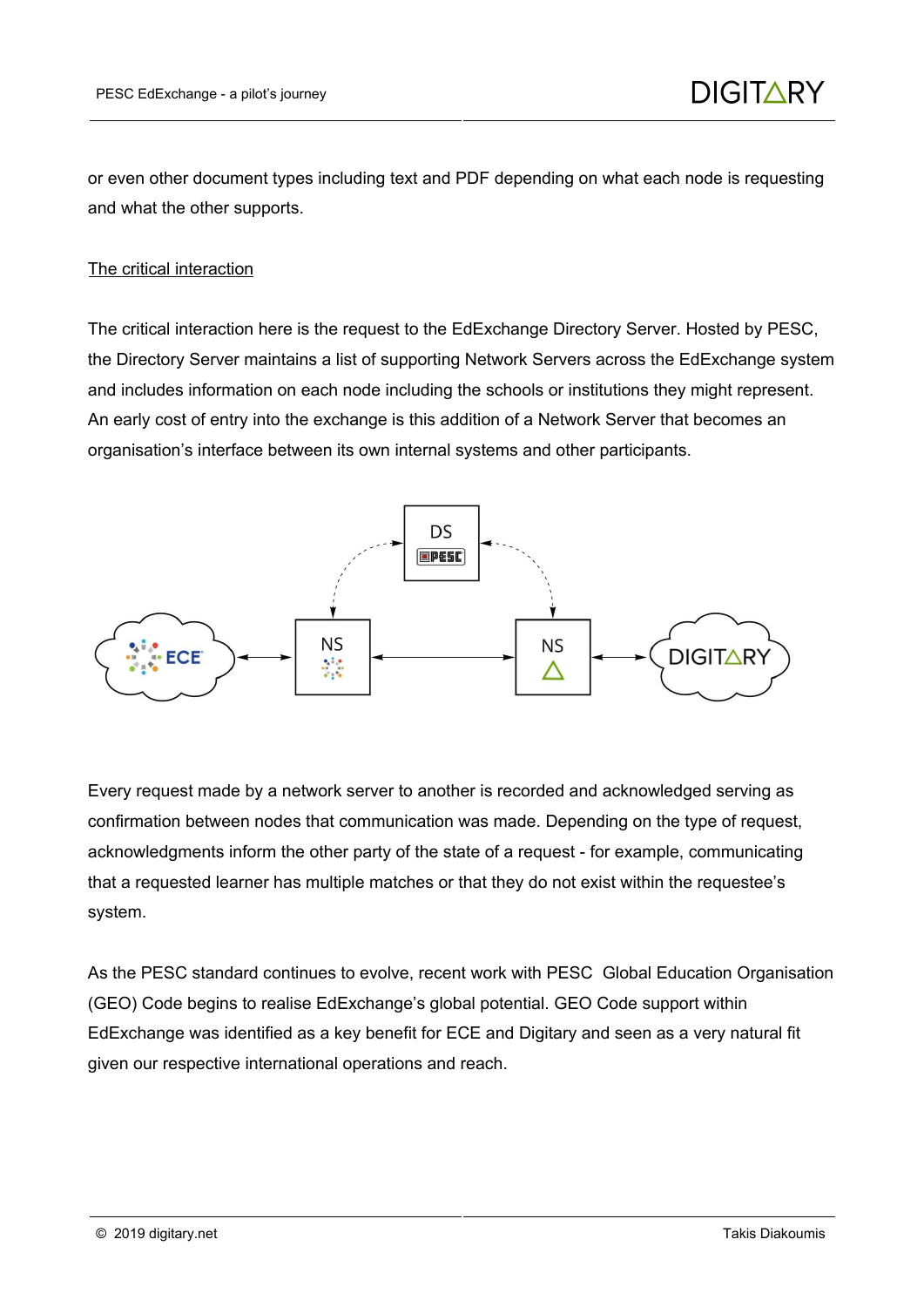or even other document types including text and PDF depending on what each node is requesting and what the other supports.

The critical interaction

The critical interaction here is the request to the EdExchange Directory Server. Hosted by PESC, the Directory Server maintains a list of supporting Network Servers across the EdExchange system and includes information on each node including the schools or institutions they might represent. An early cost of entry into the exchange is this addition of a Network Server that becomes an organisation's interface between its own internal systems and other participants.

Every request made by a network server to another is recorded and acknowledged serving as confirmation between nodes that communication was made. Depending on the type of request, acknowledgments inform the other party of the state of a request - for example, communicating that a requested learner has multiple matches or that they do not exist within the requestee's system.

As the PESC standard continues to evolve, recent work with PESC Global Education Organisation (GEO) Code begins to realise EdExchange's global potential. GEO Code support within EdExchange was identified as a key benefit for ECE and Digitary and seen as a very natural fit given our respective international operations and reach.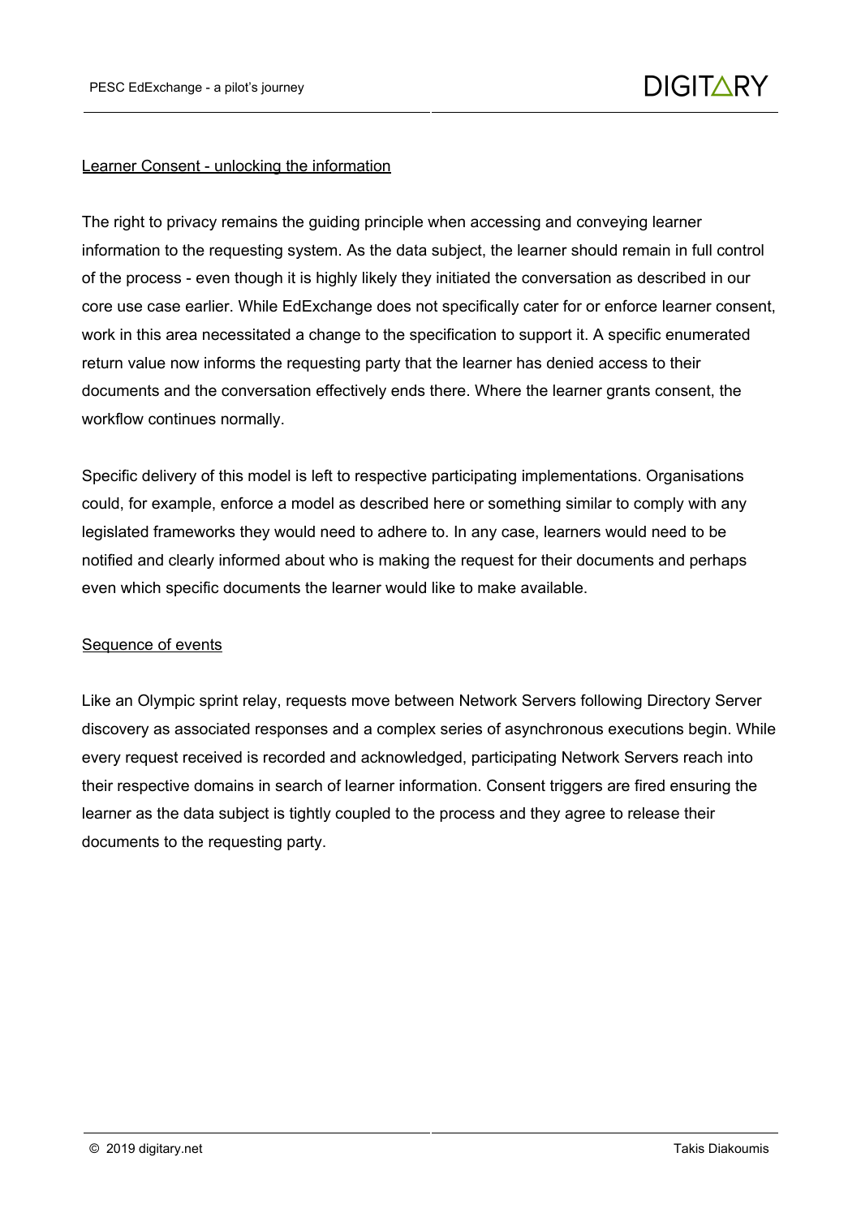## Learner Consent - unlocking the information

The right to privacy remains the guiding principle when accessing and conveying learner information to the requesting system. As the data subject, the learner should remain in full control of the process - even though it is highly likely they initiated the conversation as described in our core use case earlier. While EdExchange does not specifically cater for or enforce learner consent, work in this area necessitated a change to the specification to support it. A specific enumerated return value now informs the requesting party that the learner has denied access to their documents and the conversation effectively ends there. Where the learner grants consent, the workflow continues normally.

Specific delivery of this model is left to respective participating implementations. Organisations could, for example, enforce a model as described here or something similar to comply with any legislated frameworks they would need to adhere to. In any case, learners would need to be notified and clearly informed about who is making the request for their documents and perhaps even which specific documents the learner would like to make available.

## Sequence of events

Like an Olympic sprint relay, requests move between Network Servers following Directory Server discovery as associated responses and a complex series of asynchronous executions begin. While every request received is recorded and acknowledged, participating Network Servers reach into their respective domains in search of learner information. Consent triggers are fired ensuring the learner as the data subject is tightly coupled to the process and they agree to release their documents to the requesting party.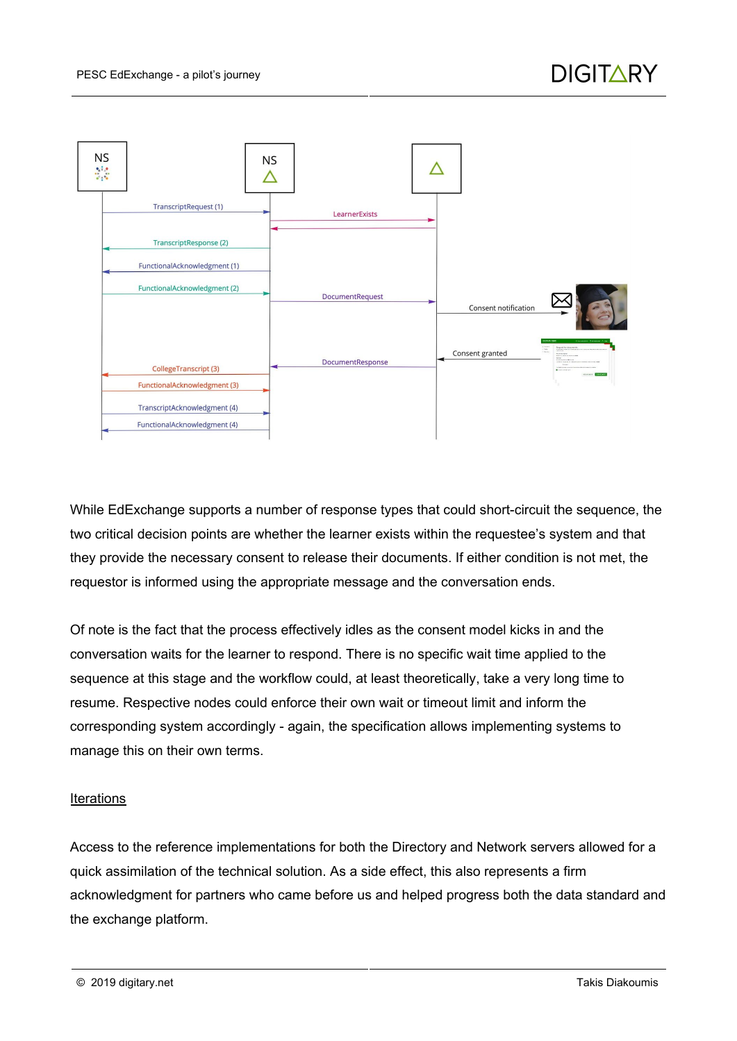While EdExchange supports a number of response types that could short-circuit the sequence, the two critical decision points are whether the learner exists within the requestee's system and that they provide the necessary consent to release their documents. If either condition is not met, the requestor is informed using the appropriate message and the conversation ends.

Of note is the fact that the process effectively idles as the consent model kicks in and the conversation waits for the learner to respond. There is no specific wait time applied to the sequence at this stage and the workflow could, at least theoretically, take a very long time to resume. Respective nodes could enforce their own wait or timeout limit and inform the corresponding system accordingly - again, the specification allows implementing systems to manage this on their own terms.

## Iterations

Access to the reference implementations for both the Directory and Network servers allowed for a quick assimilation of the technical solution. As a side effect, this also represents a firm acknowledgment for partners who came before us and helped progress both the data standard and the exchange platform.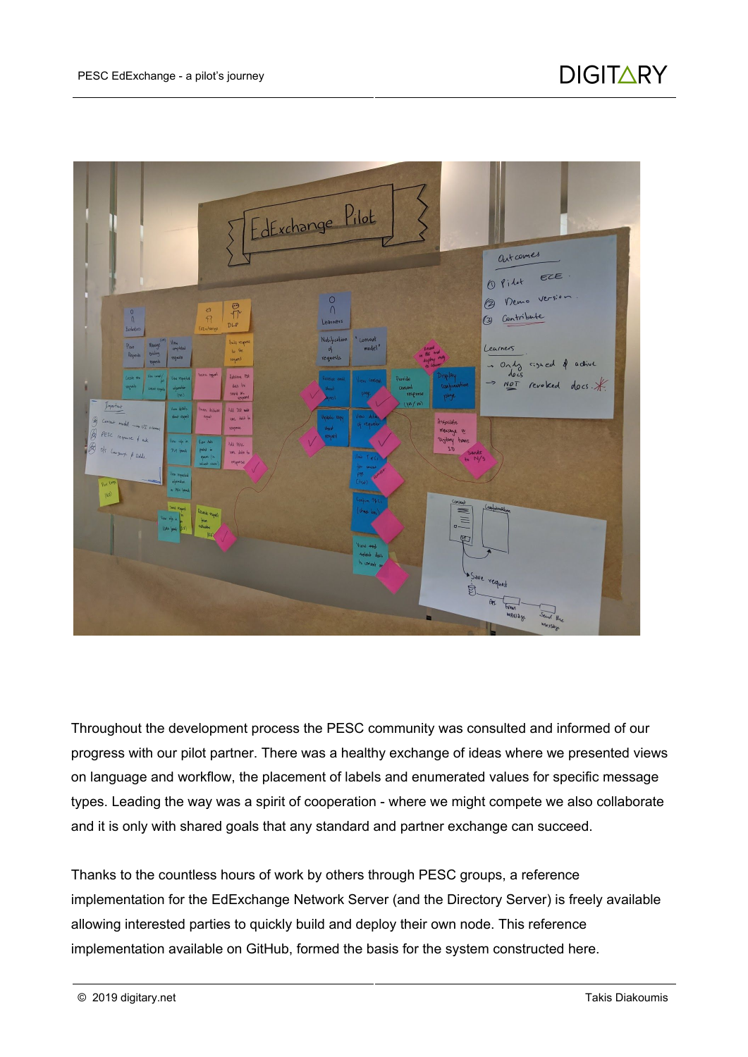Throughout the development process the PESC community was consulted and informed of our progress with our pilot partner. There was a healthy exchange of ideas where we presented views on language and workflow, the placement of labels and enumerated values for specific message types. Leading the way was a spirit of cooperation - where we might compete we also collaborate and it is only with shared goals that any standard and partner exchange can succeed.

Thanks to the countless hours of work by others through PESC groups, a reference implementation for the EdExchange Network Server (and the Directory Server) is freely available allowing interested parties to quickly build and deploy their own node. This reference implementation available on GitHub, formed the basis for the system constructed here.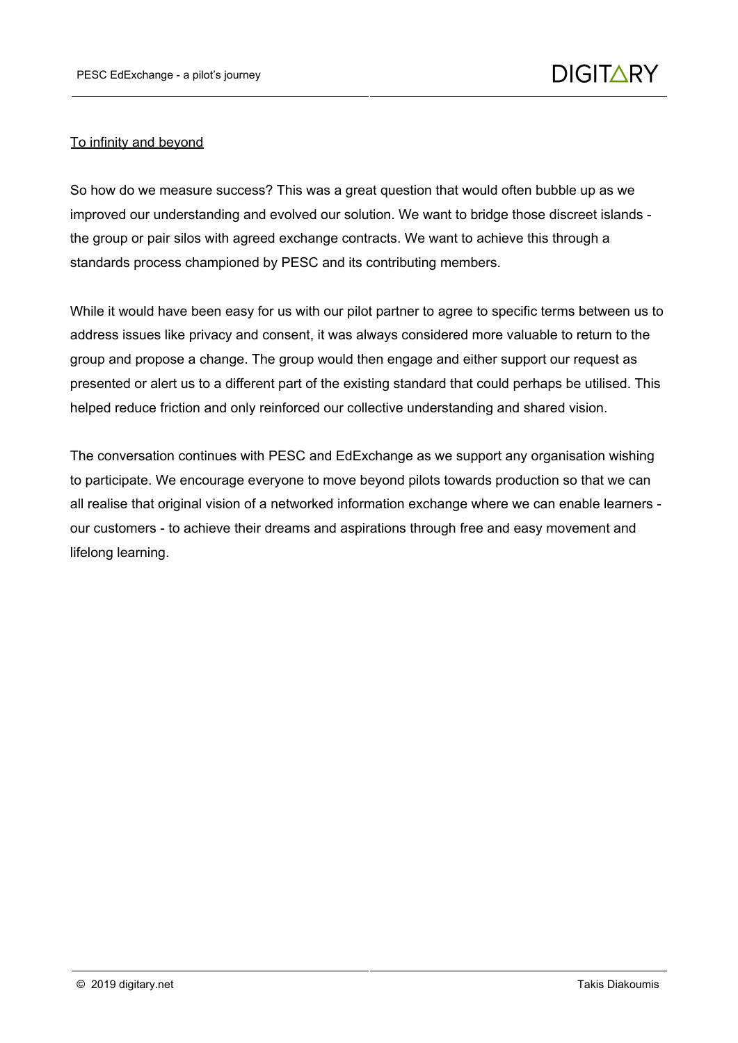## To infinity and beyond

So how do we measure success? This was a great question that would often bubble up as we improved our understanding and evolved our solution. We want to bridge those discreet islands - the group or pair silos with agreed exchange contracts. We want to achieve this through a standards process championed by PESC and its contributing members.

While it would have been easy for us with our pilot partner to agree to specific terms between us to address issues like privacy and consent, it was always considered more valuable to return to the group and propose a change. The group would then engage and either support our request as presented or alert us to a different part of the existing standard that could perhaps be utilised. This helped reduce friction and only reinforced our collective understanding and shared vision.

The conversation continues with PESC and EdExchange as we support any organisation wishing to participate. We encourage everyone to move beyond pilots towards production so that we can all realise that original vision of a networked information exchange where we can enable learners - our customers - to achieve their dreams and aspirations through free and easy movement and lifelong learning.